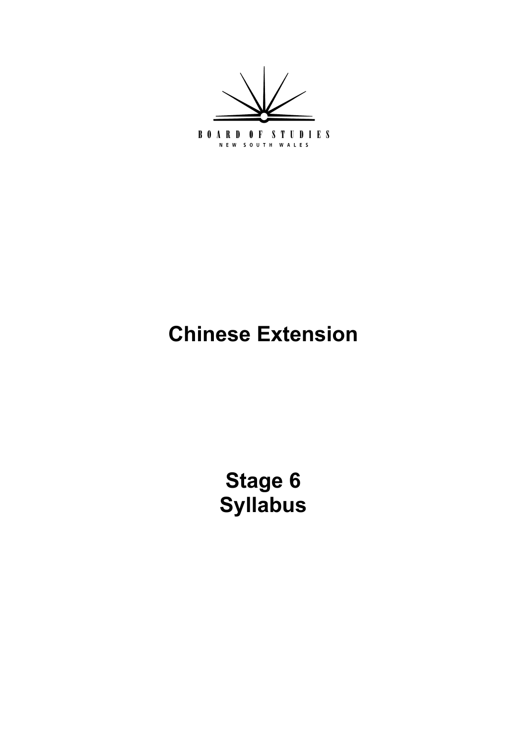BOARD OF STUDIES
NEW SOUTH WALES

# Chinese Extension

# Stage 6 Syllabus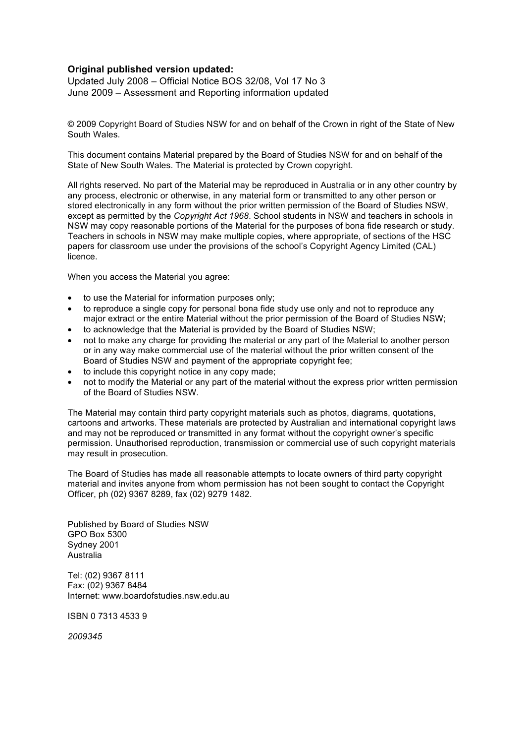**Original published version updated:**
Updated July 2008 – Official Notice BOS 32/08, Vol 17 No 3
June 2009 – Assessment and Reporting information updated

© 2009 Copyright Board of Studies NSW for and on behalf of the Crown in right of the State of New South Wales.

This document contains Material prepared by the Board of Studies NSW for and on behalf of the State of New South Wales. The Material is protected by Crown copyright.

All rights reserved. No part of the Material may be reproduced in Australia or in any other country by any process, electronic or otherwise, in any material form or transmitted to any other person or stored electronically in any form without the prior written permission of the Board of Studies NSW, except as permitted by the *Copyright Act 1968*. School students in NSW and teachers in schools in NSW may copy reasonable portions of the Material for the purposes of bona fide research or study. Teachers in schools in NSW may make multiple copies, where appropriate, of sections of the HSC papers for classroom use under the provisions of the school's Copyright Agency Limited (CAL) licence.

When you access the Material you agree:

- to use the Material for information purposes only;
- to reproduce a single copy for personal bona fide study use only and not to reproduce any major extract or the entire Material without the prior permission of the Board of Studies NSW;
- to acknowledge that the Material is provided by the Board of Studies NSW;
- not to make any charge for providing the material or any part of the Material to another person or in any way make commercial use of the material without the prior written consent of the Board of Studies NSW and payment of the appropriate copyright fee;
- to include this copyright notice in any copy made;
- not to modify the Material or any part of the material without the express prior written permission of the Board of Studies NSW.

The Material may contain third party copyright materials such as photos, diagrams, quotations, cartoons and artworks. These materials are protected by Australian and international copyright laws and may not be reproduced or transmitted in any format without the copyright owner's specific permission. Unauthorised reproduction, transmission or commercial use of such copyright materials may result in prosecution.

The Board of Studies has made all reasonable attempts to locate owners of third party copyright material and invites anyone from whom permission has not been sought to contact the Copyright Officer, ph (02) 9367 8289, fax (02) 9279 1482.

Published by Board of Studies NSW
GPO Box 5300
Sydney 2001
Australia

Tel: (02) 9367 8111
Fax: (02) 9367 8484
Internet: www.boardofstudies.nsw.edu.au

ISBN 0 7313 4533 9

*2009345*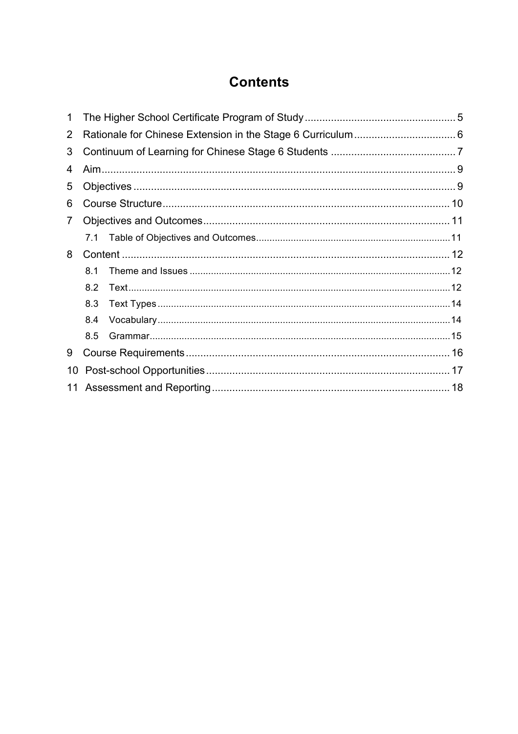# Contents

1 The Higher School Certificate Program of Study .................................................... 5

2 Rationale for Chinese Extension in the Stage 6 Curriculum ................................... 6

3 Continuum of Learning for Chinese Stage 6 Students ........................................... 7

4 Aim ........................................................................................................................ 9

5 Objectives .............................................................................................................. 9

6 Course Structure .................................................................................................. 10

7 Objectives and Outcomes ..................................................................................... 11

  7.1 Table of Objectives and Outcomes ..................................................................... 11

8 Content ................................................................................................................ 12

  8.1 Theme and Issues ................................................................................................ 12

  8.2 Text ...................................................................................................................... 12

  8.3 Text Types ........................................................................................................... 14

  8.4 Vocabulary ........................................................................................................... 14

  8.5 Grammar .............................................................................................................. 15

9 Course Requirements ........................................................................................... 16

10 Post-school Opportunities .................................................................................... 17

11 Assessment and Reporting .................................................................................. 18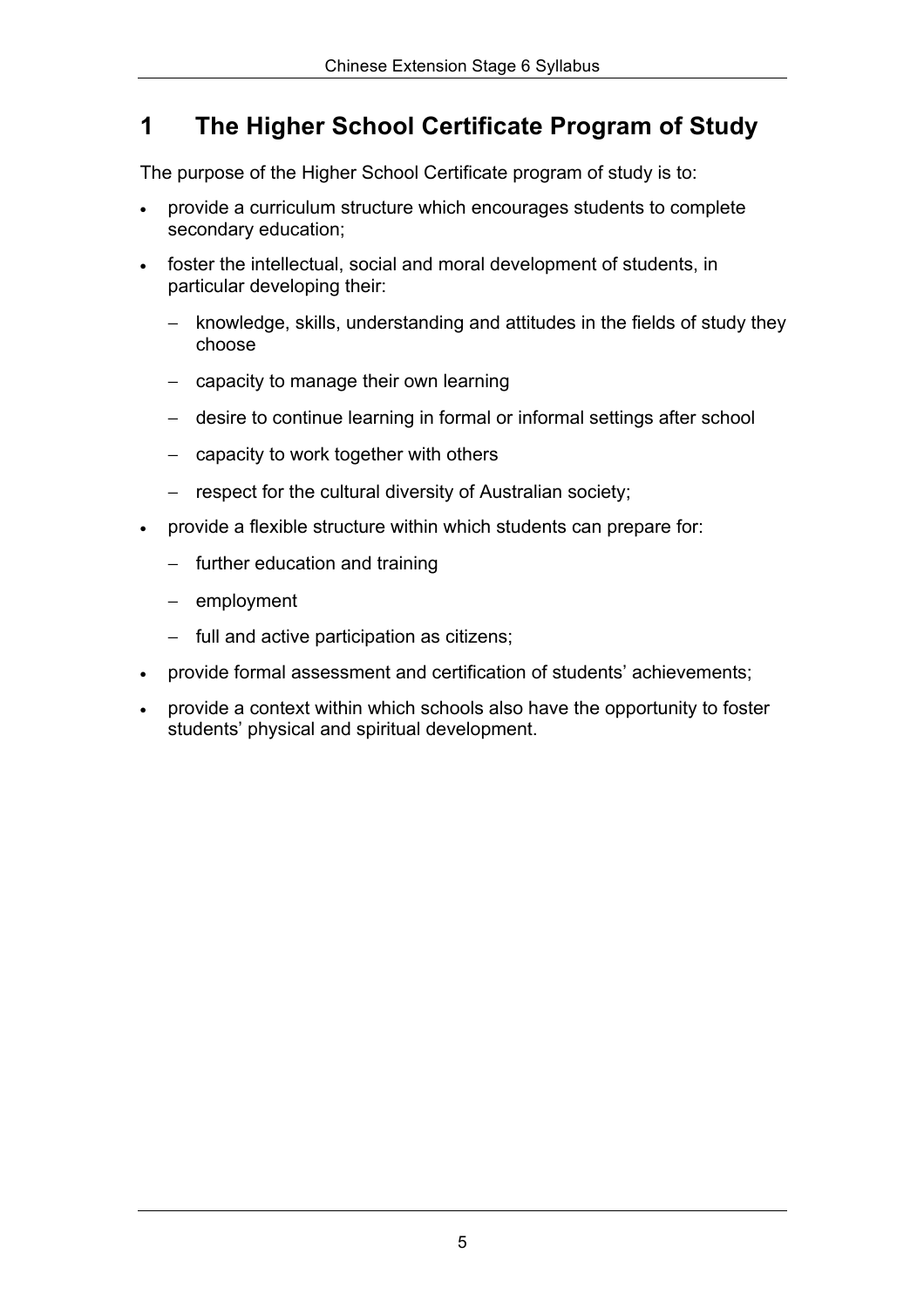# 1 The Higher School Certificate Program of Study

The purpose of the Higher School Certificate program of study is to:

- provide a curriculum structure which encourages students to complete secondary education;
- foster the intellectual, social and moral development of students, in particular developing their:
  - knowledge, skills, understanding and attitudes in the fields of study they choose
  - capacity to manage their own learning
  - desire to continue learning in formal or informal settings after school
  - capacity to work together with others
  - respect for the cultural diversity of Australian society;
- provide a flexible structure within which students can prepare for:
  - further education and training
  - employment
  - full and active participation as citizens;
- provide formal assessment and certification of students' achievements;
- provide a context within which schools also have the opportunity to foster students' physical and spiritual development.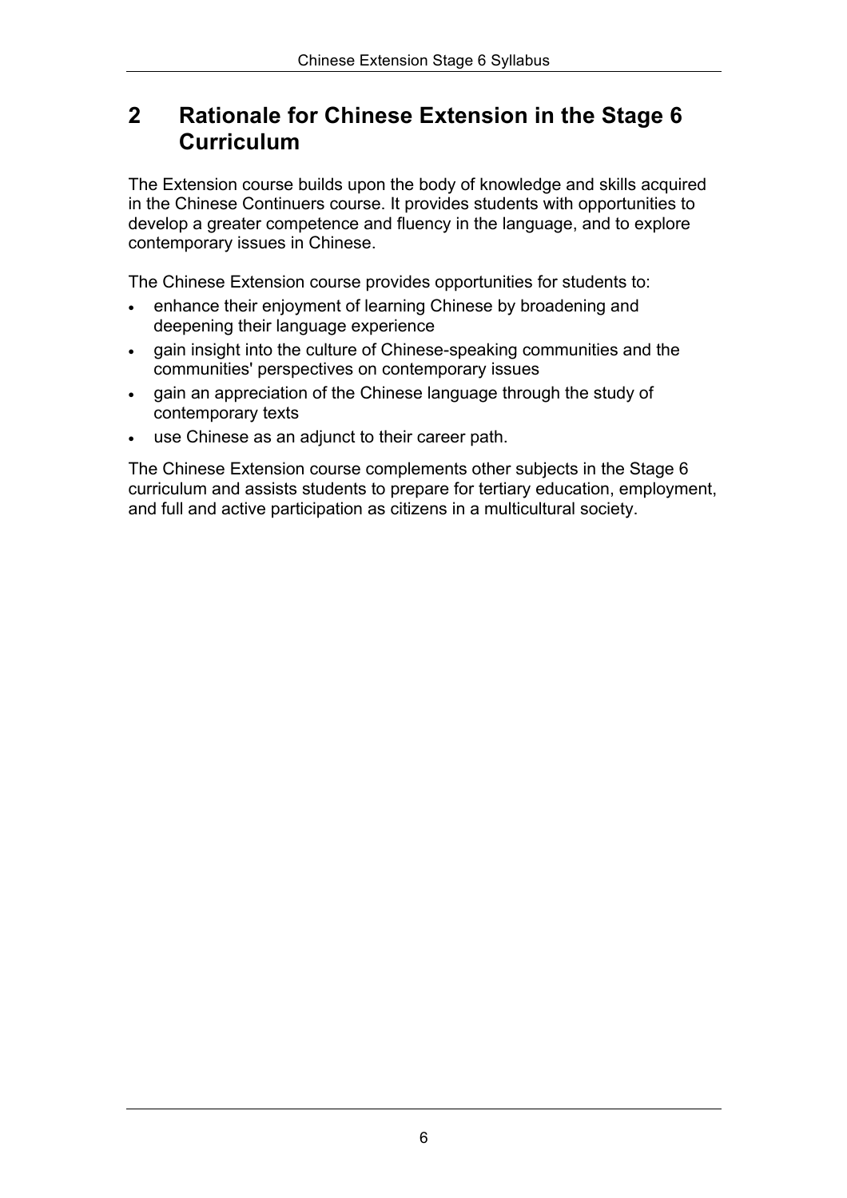## 2 Rationale for Chinese Extension in the Stage 6 Curriculum

The Extension course builds upon the body of knowledge and skills acquired in the Chinese Continuers course. It provides students with opportunities to develop a greater competence and fluency in the language, and to explore contemporary issues in Chinese.

The Chinese Extension course provides opportunities for students to:

- enhance their enjoyment of learning Chinese by broadening and deepening their language experience
- gain insight into the culture of Chinese-speaking communities and the communities' perspectives on contemporary issues
- gain an appreciation of the Chinese language through the study of contemporary texts
- use Chinese as an adjunct to their career path.

The Chinese Extension course complements other subjects in the Stage 6 curriculum and assists students to prepare for tertiary education, employment, and full and active participation as citizens in a multicultural society.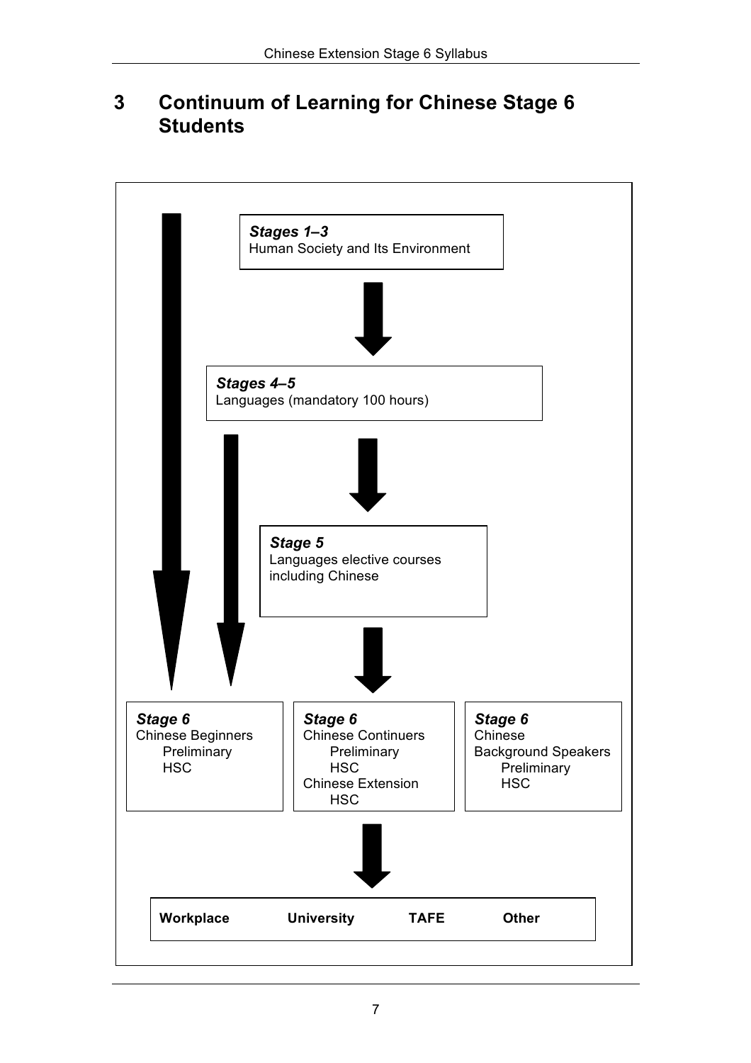## 3 Continuum of Learning for Chinese Stage 6 Students

***Stages 1–3***
Human Society and Its Environment

↓

***Stages 4–5***
Languages (mandatory 100 hours)

↓

***Stage 5***
Languages elective courses including Chinese

↓

***Stage 6***
Chinese Beginners
- Preliminary
- HSC

***Stage 6***
Chinese Continuers
- Preliminary
- HSC

Chinese Extension
- HSC

***Stage 6***
Chinese Background Speakers
- Preliminary
- HSC

↓

**Workplace** **University** **TAFE** **Other**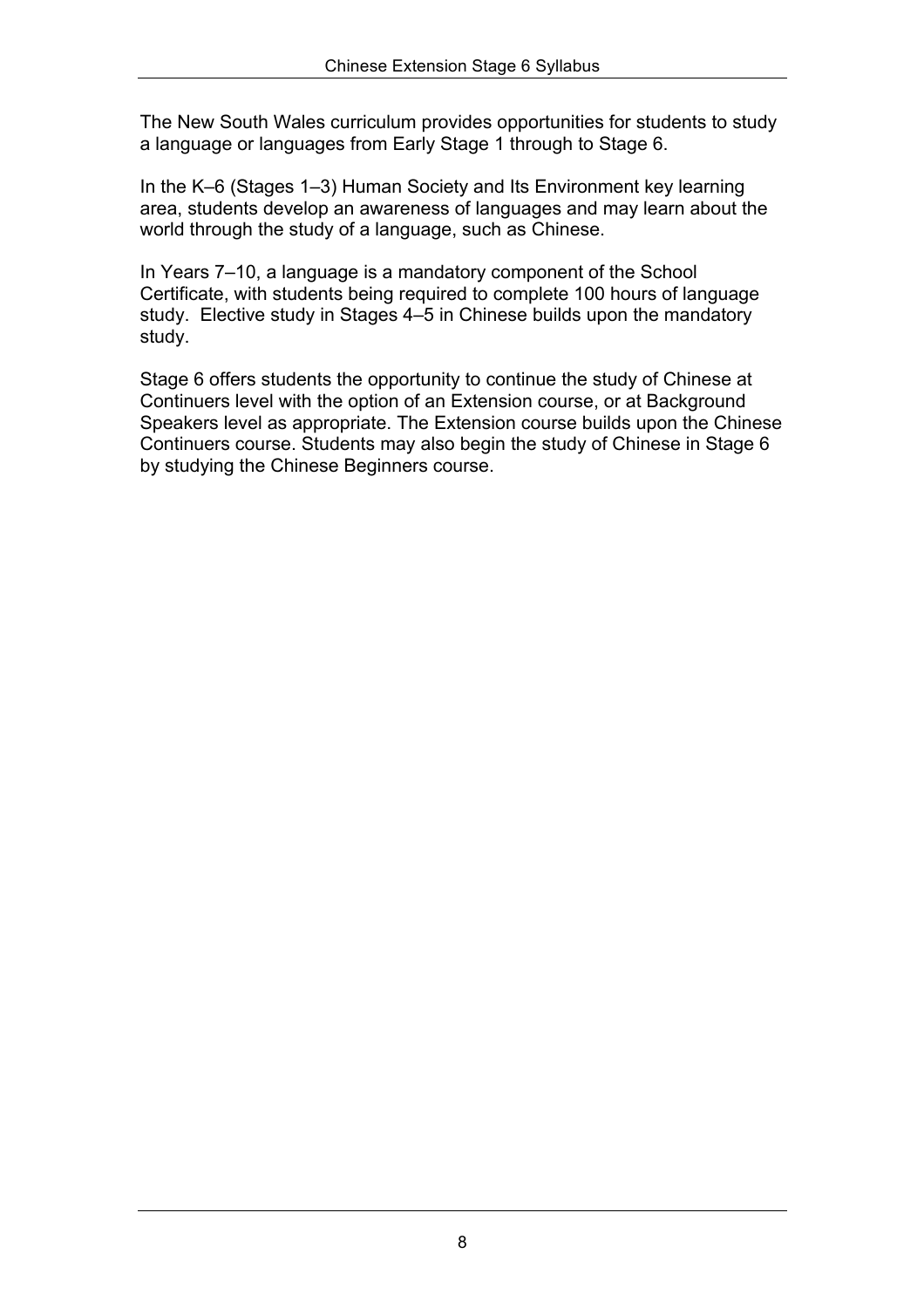The New South Wales curriculum provides opportunities for students to study a language or languages from Early Stage 1 through to Stage 6.

In the K–6 (Stages 1–3) Human Society and Its Environment key learning area, students develop an awareness of languages and may learn about the world through the study of a language, such as Chinese.

In Years 7–10, a language is a mandatory component of the School Certificate, with students being required to complete 100 hours of language study. Elective study in Stages 4–5 in Chinese builds upon the mandatory study.

Stage 6 offers students the opportunity to continue the study of Chinese at Continuers level with the option of an Extension course, or at Background Speakers level as appropriate. The Extension course builds upon the Chinese Continuers course. Students may also begin the study of Chinese in Stage 6 by studying the Chinese Beginners course.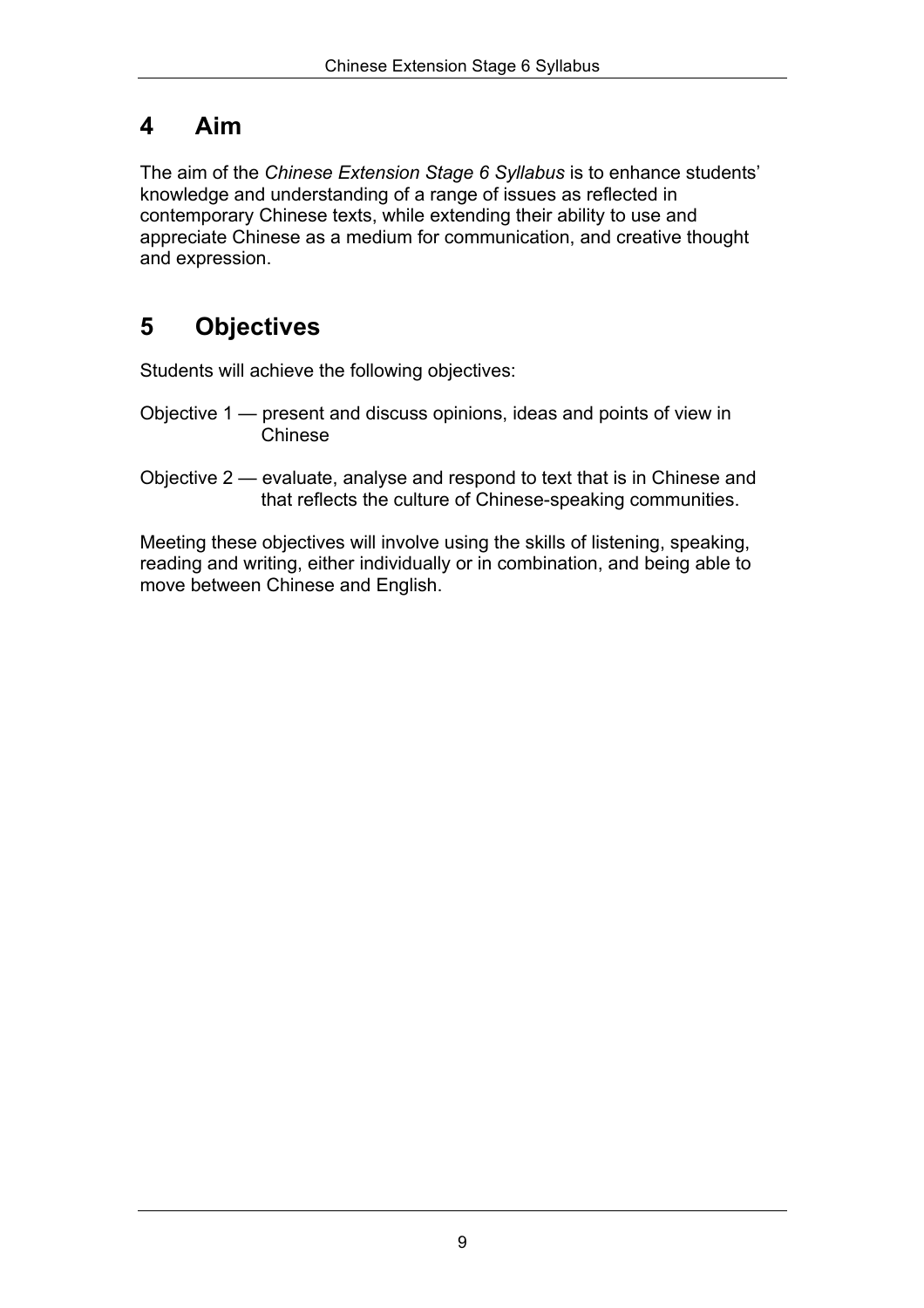## 4 Aim

The aim of the *Chinese Extension Stage 6 Syllabus* is to enhance students' knowledge and understanding of a range of issues as reflected in contemporary Chinese texts, while extending their ability to use and appreciate Chinese as a medium for communication, and creative thought and expression.

## 5 Objectives

Students will achieve the following objectives:

Objective 1 — present and discuss opinions, ideas and points of view in Chinese

Objective 2 — evaluate, analyse and respond to text that is in Chinese and that reflects the culture of Chinese-speaking communities.

Meeting these objectives will involve using the skills of listening, speaking, reading and writing, either individually or in combination, and being able to move between Chinese and English.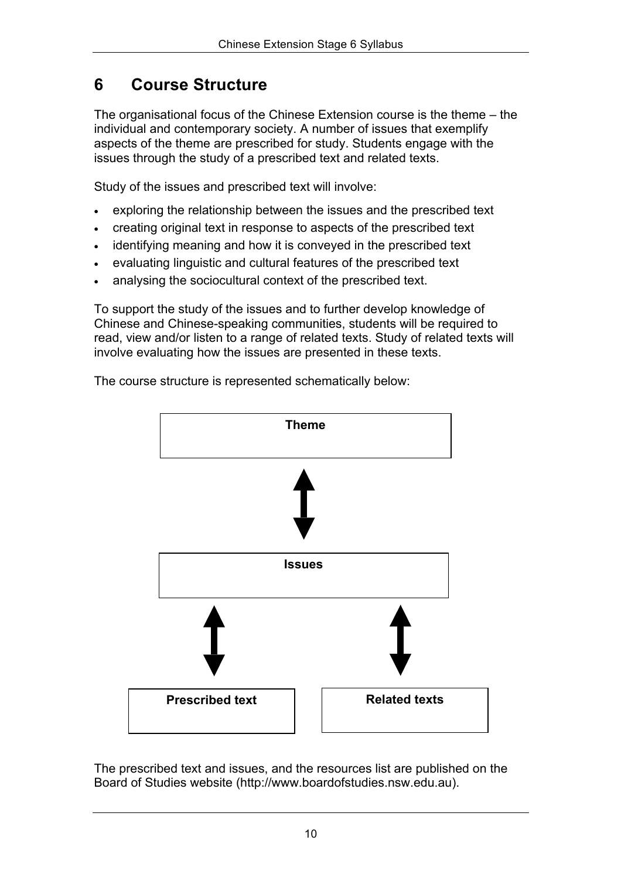## 6 Course Structure

The organisational focus of the Chinese Extension course is the theme – the individual and contemporary society. A number of issues that exemplify aspects of the theme are prescribed for study. Students engage with the issues through the study of a prescribed text and related texts.

Study of the issues and prescribed text will involve:

- exploring the relationship between the issues and the prescribed text
- creating original text in response to aspects of the prescribed text
- identifying meaning and how it is conveyed in the prescribed text
- evaluating linguistic and cultural features of the prescribed text
- analysing the sociocultural context of the prescribed text.

To support the study of the issues and to further develop knowledge of Chinese and Chinese-speaking communities, students will be required to read, view and/or listen to a range of related texts. Study of related texts will involve evaluating how the issues are presented in these texts.

The course structure is represented schematically below:

**Theme**

↕

**Issues**

↕ ↕

**Prescribed text** | **Related texts**

The prescribed text and issues, and the resources list are published on the Board of Studies website (http://www.boardofstudies.nsw.edu.au).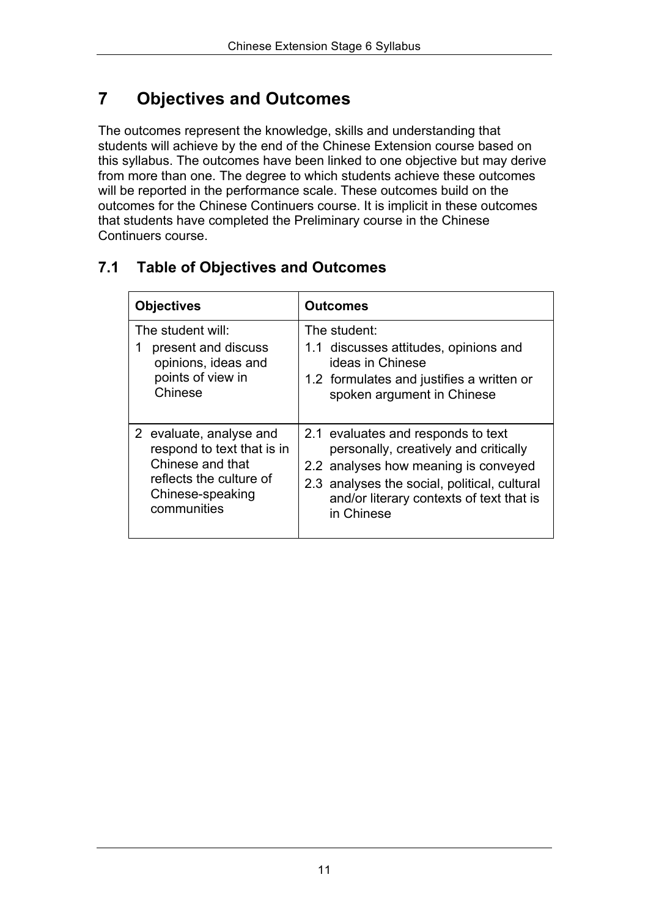# 7 Objectives and Outcomes

The outcomes represent the knowledge, skills and understanding that students will achieve by the end of the Chinese Extension course based on this syllabus. The outcomes have been linked to one objective but may derive from more than one. The degree to which students achieve these outcomes will be reported in the performance scale. These outcomes build on the outcomes for the Chinese Continuers course. It is implicit in these outcomes that students have completed the Preliminary course in the Chinese Continuers course.

## 7.1 Table of Objectives and Outcomes

| Objectives | Outcomes |
|---|---|
| The student will:<br>1 present and discuss opinions, ideas and points of view in Chinese | The student:<br>1.1 discusses attitudes, opinions and ideas in Chinese<br>1.2 formulates and justifies a written or spoken argument in Chinese |
| 2 evaluate, analyse and respond to text that is in Chinese and that reflects the culture of Chinese-speaking communities | 2.1 evaluates and responds to text personally, creatively and critically<br>2.2 analyses how meaning is conveyed<br>2.3 analyses the social, political, cultural and/or literary contexts of text that is in Chinese |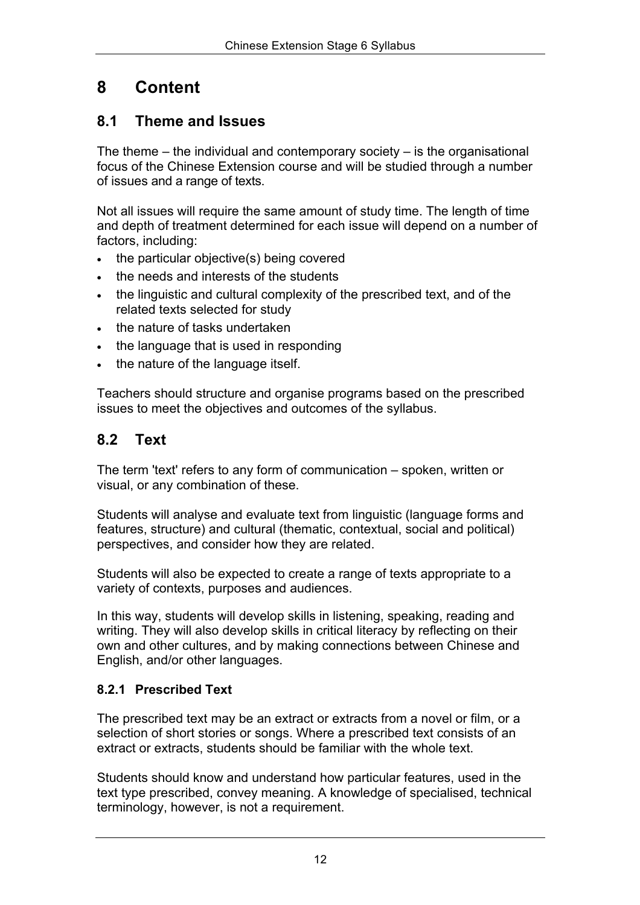# 8 Content

## 8.1 Theme and Issues

The theme – the individual and contemporary society – is the organisational focus of the Chinese Extension course and will be studied through a number of issues and a range of texts.

Not all issues will require the same amount of study time. The length of time and depth of treatment determined for each issue will depend on a number of factors, including:

- the particular objective(s) being covered
- the needs and interests of the students
- the linguistic and cultural complexity of the prescribed text, and of the related texts selected for study
- the nature of tasks undertaken
- the language that is used in responding
- the nature of the language itself.

Teachers should structure and organise programs based on the prescribed issues to meet the objectives and outcomes of the syllabus.

## 8.2 Text

The term 'text' refers to any form of communication – spoken, written or visual, or any combination of these.

Students will analyse and evaluate text from linguistic (language forms and features, structure) and cultural (thematic, contextual, social and political) perspectives, and consider how they are related.

Students will also be expected to create a range of texts appropriate to a variety of contexts, purposes and audiences.

In this way, students will develop skills in listening, speaking, reading and writing. They will also develop skills in critical literacy by reflecting on their own and other cultures, and by making connections between Chinese and English, and/or other languages.

### 8.2.1 Prescribed Text

The prescribed text may be an extract or extracts from a novel or film, or a selection of short stories or songs. Where a prescribed text consists of an extract or extracts, students should be familiar with the whole text.

Students should know and understand how particular features, used in the text type prescribed, convey meaning. A knowledge of specialised, technical terminology, however, is not a requirement.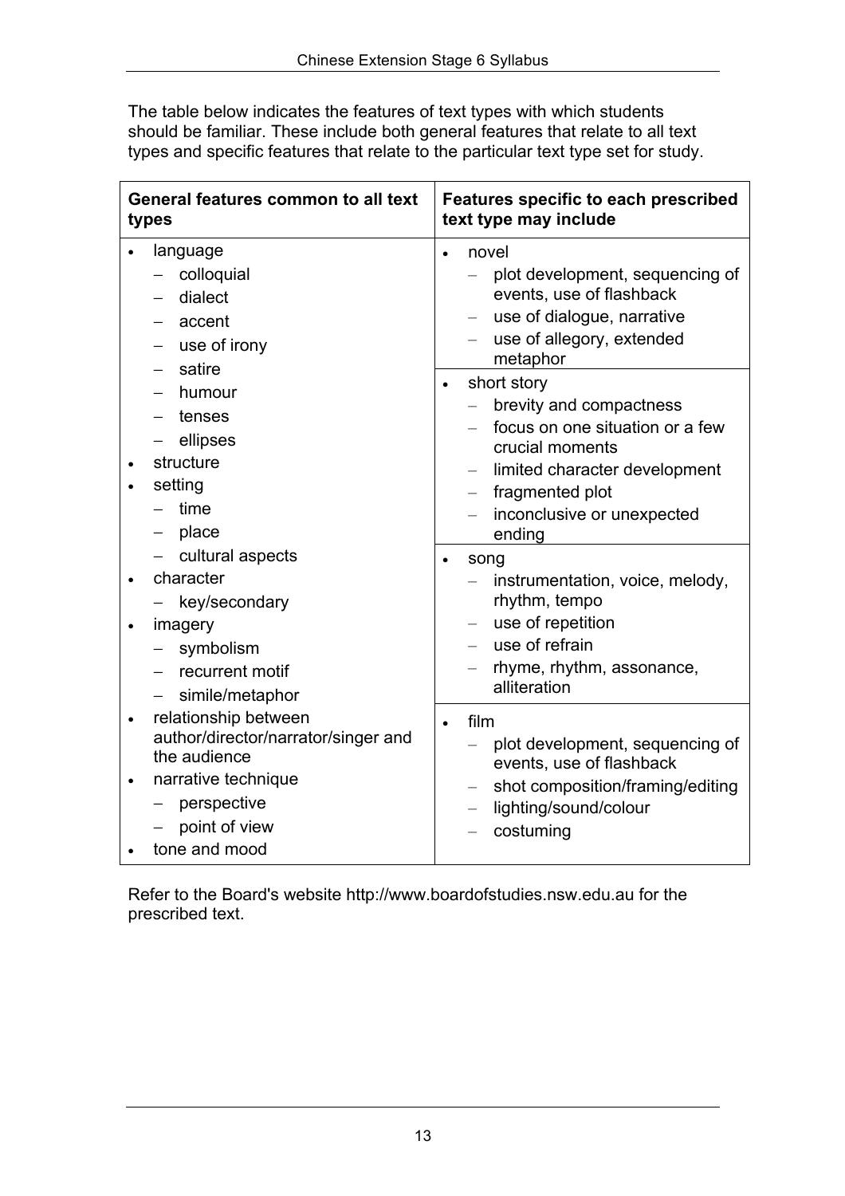The table below indicates the features of text types with which students should be familiar. These include both general features that relate to all text types and specific features that relate to the particular text type set for study.

| General features common to all text types | Features specific to each prescribed text type may include |
| --- | --- |
| • language<br>– colloquial<br>– dialect<br>– accent<br>– use of irony<br>– satire<br>– humour<br>– tenses<br>– ellipses<br>• structure<br>• setting<br>– time<br>– place<br>– cultural aspects<br>• character<br>– key/secondary<br>• imagery<br>– symbolism<br>– recurrent motif<br>– simile/metaphor<br>• relationship between author/director/narrator/singer and the audience<br>• narrative technique<br>– perspective<br>– point of view<br>• tone and mood | • novel<br>– plot development, sequencing of events, use of flashback<br>– use of dialogue, narrative<br>– use of allegory, extended metaphor<br><br>• short story<br>– brevity and compactness<br>– focus on one situation or a few crucial moments<br>– limited character development<br>– fragmented plot<br>– inconclusive or unexpected ending<br><br>• song<br>– instrumentation, voice, melody, rhythm, tempo<br>– use of repetition<br>– use of refrain<br>– rhyme, rhythm, assonance, alliteration<br><br>• film<br>– plot development, sequencing of events, use of flashback<br>– shot composition/framing/editing<br>– lighting/sound/colour<br>– costuming |

Refer to the Board's website http://www.boardofstudies.nsw.edu.au for the prescribed text.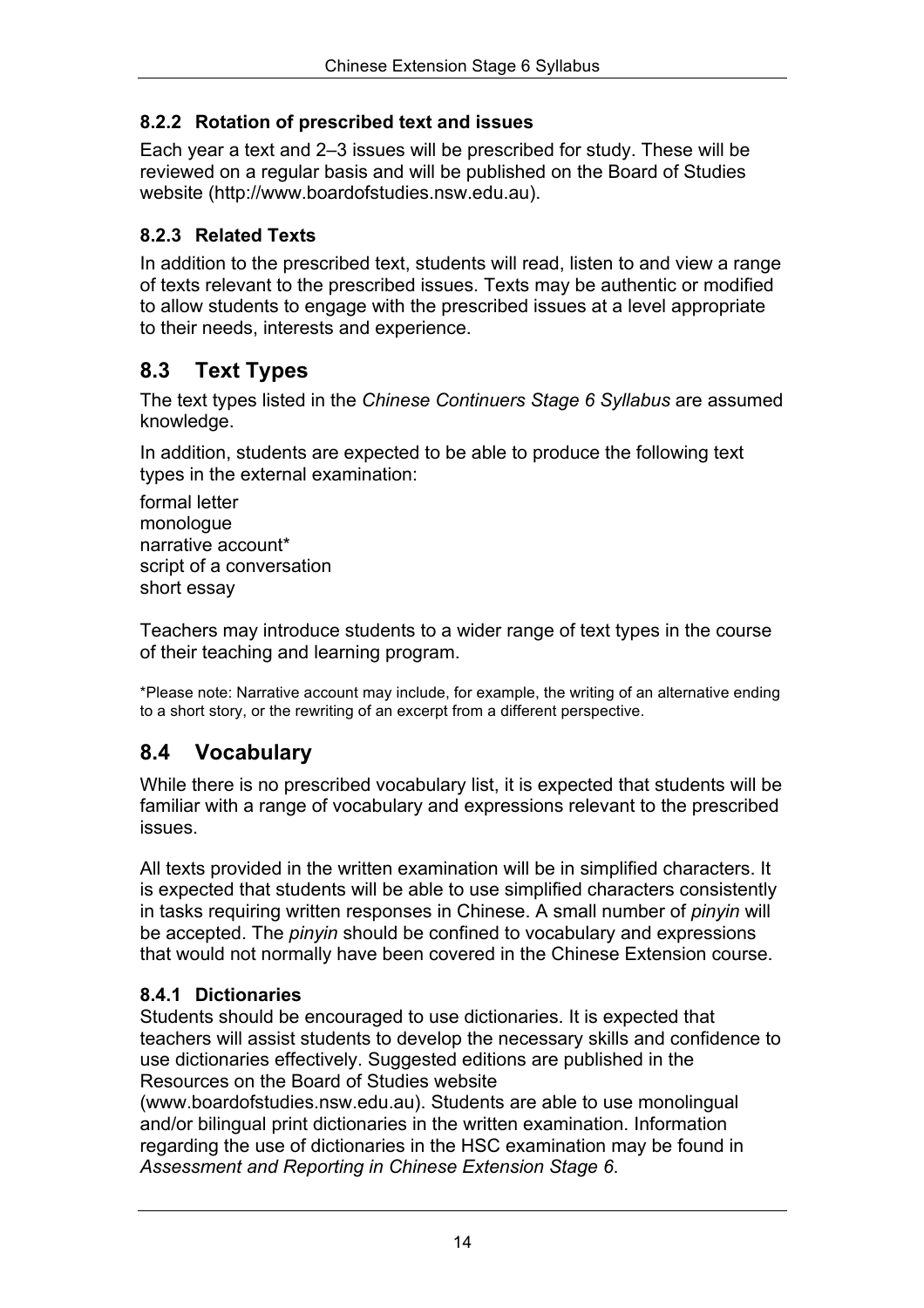### 8.2.2 Rotation of prescribed text and issues

Each year a text and 2–3 issues will be prescribed for study. These will be reviewed on a regular basis and will be published on the Board of Studies website (http://www.boardofstudies.nsw.edu.au).

### 8.2.3 Related Texts

In addition to the prescribed text, students will read, listen to and view a range of texts relevant to the prescribed issues. Texts may be authentic or modified to allow students to engage with the prescribed issues at a level appropriate to their needs, interests and experience.

## 8.3 Text Types

The text types listed in the *Chinese Continuers Stage 6 Syllabus* are assumed knowledge.

In addition, students are expected to be able to produce the following text types in the external examination:

formal letter
monologue
narrative account*
script of a conversation
short essay

Teachers may introduce students to a wider range of text types in the course of their teaching and learning program.

*Please note: Narrative account may include, for example, the writing of an alternative ending to a short story, or the rewriting of an excerpt from a different perspective.

## 8.4 Vocabulary

While there is no prescribed vocabulary list, it is expected that students will be familiar with a range of vocabulary and expressions relevant to the prescribed issues.

All texts provided in the written examination will be in simplified characters. It is expected that students will be able to use simplified characters consistently in tasks requiring written responses in Chinese. A small number of *pinyin* will be accepted. The *pinyin* should be confined to vocabulary and expressions that would not normally have been covered in the Chinese Extension course.

### 8.4.1 Dictionaries

Students should be encouraged to use dictionaries. It is expected that teachers will assist students to develop the necessary skills and confidence to use dictionaries effectively. Suggested editions are published in the Resources on the Board of Studies website (www.boardofstudies.nsw.edu.au). Students are able to use monolingual and/or bilingual print dictionaries in the written examination. Information regarding the use of dictionaries in the HSC examination may be found in *Assessment and Reporting in Chinese Extension Stage 6*.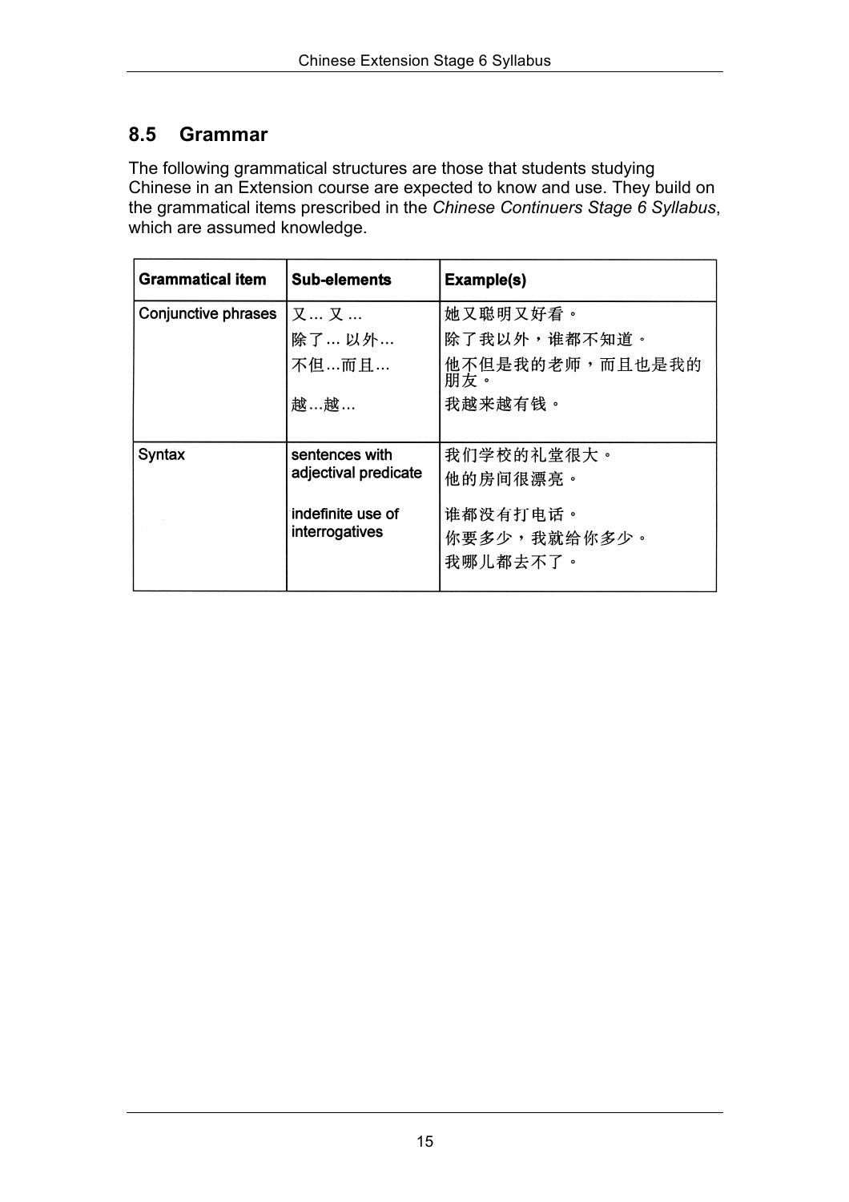## 8.5 Grammar

The following grammatical structures are those that students studying Chinese in an Extension course are expected to know and use. They build on the grammatical items prescribed in the *Chinese Continuers Stage 6 Syllabus*, which are assumed knowledge.

| Grammatical item | Sub-elements | Example(s) |
|---|---|---|
| Conjunctive phrases | 又… 又 … | 她又聪明又好看。 |
| | 除了… 以外… | 除了我以外，谁都不知道。 |
| | 不但…而且… | 他不但是我的老师，而且也是我的朋友。 |
| | 越…越… | 我越来越有钱。 |
| Syntax | sentences with adjectival predicate | 我们学校的礼堂很大。<br>他的房间很漂亮。 |
| | indefinite use of interrogatives | 谁都没有打电话。<br>你要多少，我就给你多少。<br>我哪儿都去不了。 |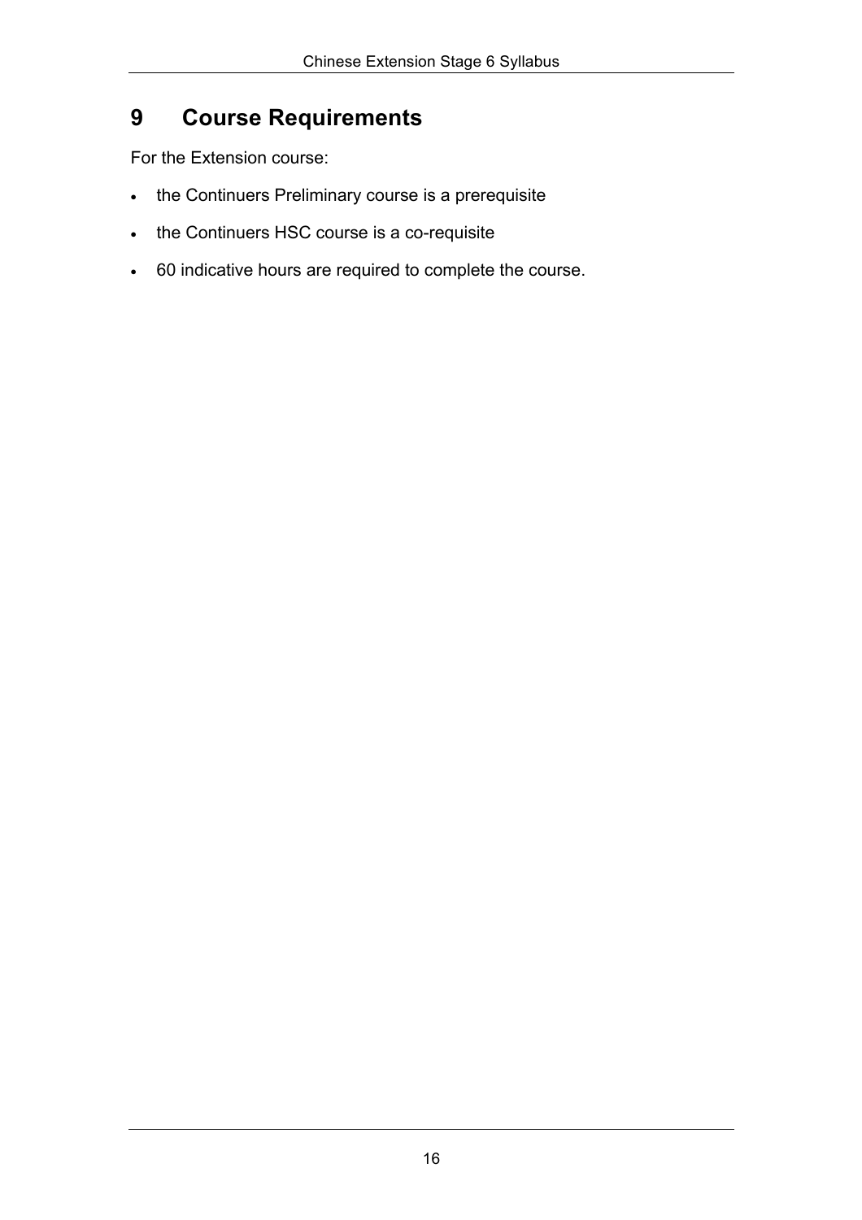# 9 Course Requirements

For the Extension course:

- the Continuers Preliminary course is a prerequisite
- the Continuers HSC course is a co-requisite
- 60 indicative hours are required to complete the course.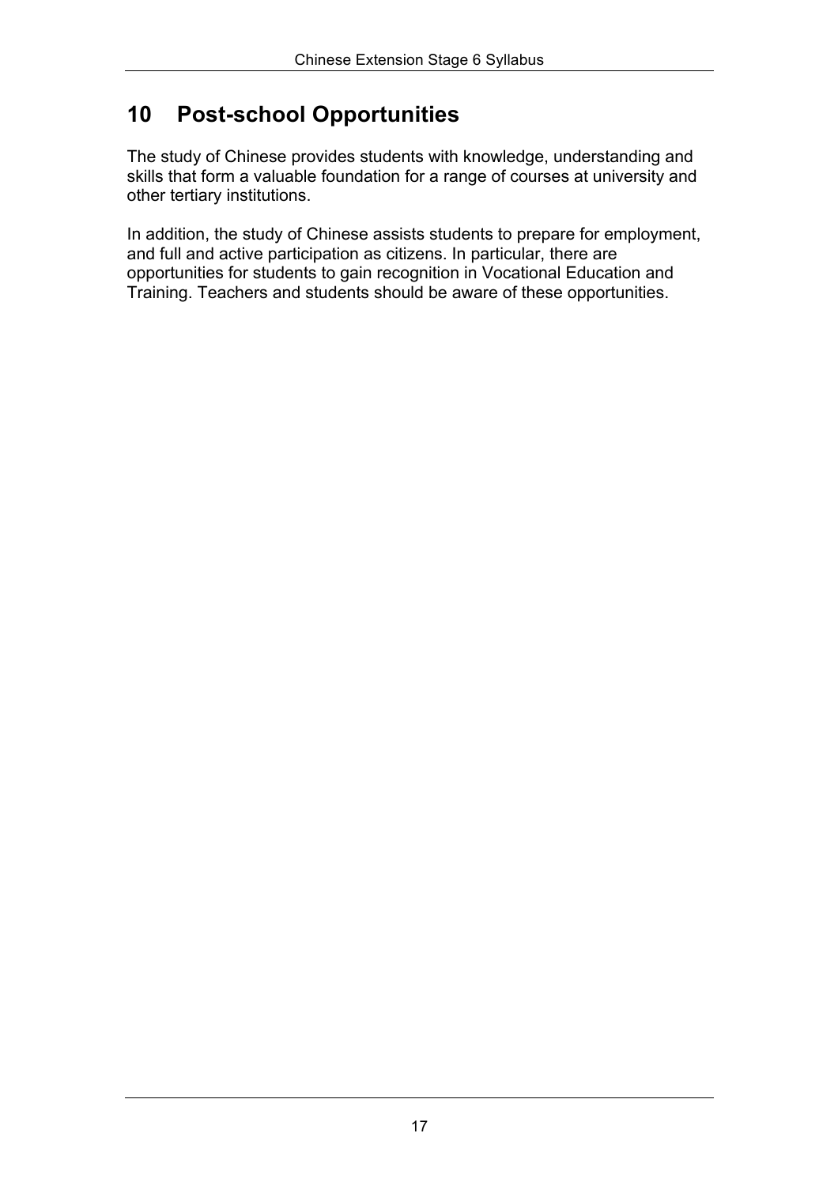# 10 Post-school Opportunities

The study of Chinese provides students with knowledge, understanding and skills that form a valuable foundation for a range of courses at university and other tertiary institutions.

In addition, the study of Chinese assists students to prepare for employment, and full and active participation as citizens. In particular, there are opportunities for students to gain recognition in Vocational Education and Training. Teachers and students should be aware of these opportunities.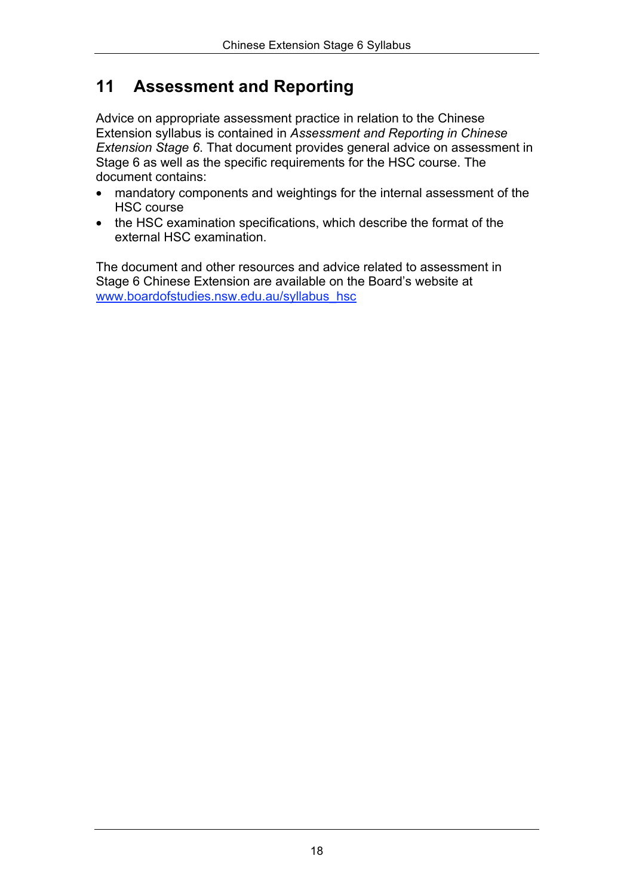# 11 Assessment and Reporting

Advice on appropriate assessment practice in relation to the Chinese Extension syllabus is contained in *Assessment and Reporting in Chinese Extension Stage 6*. That document provides general advice on assessment in Stage 6 as well as the specific requirements for the HSC course. The document contains:

- mandatory components and weightings for the internal assessment of the HSC course
- the HSC examination specifications, which describe the format of the external HSC examination.

The document and other resources and advice related to assessment in Stage 6 Chinese Extension are available on the Board's website at www.boardofstudies.nsw.edu.au/syllabus_hsc